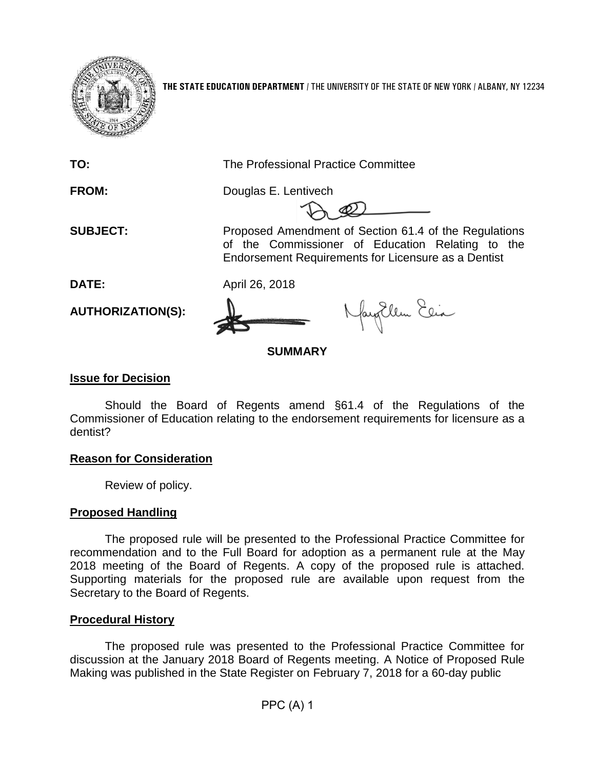**THE STATE EDUCATION DEPARTMENT** / THE UNIVERSITY OF THE STATE OF NEW YORK / ALBANY, NY 12234

**TO:** The Professional Practice Committee

**FROM:** Douglas E. Lentivech

**SUBJECT:** Proposed Amendment of Section 61.4 of the Regulations of the Commissioner of Education Relating to the Endorsement Requirements for Licensure as a Dentist

**DATE:** April 26, 2018

**AUTHORIZATION(S):**

## SUMMARY

### Issue for Decision

Should the Board of Regents amend §61.4 of the Regulations of the Commissioner of Education relating to the endorsement requirements for licensure as a dentist?

### Reason for Consideration

Review of policy.

### Proposed Handling

The proposed rule will be presented to the Professional Practice Committee for recommendation and to the Full Board for adoption as a permanent rule at the May 2018 meeting of the Board of Regents. A copy of the proposed rule is attached. Supporting materials for the proposed rule are available upon request from the Secretary to the Board of Regents.

### Procedural History

The proposed rule was presented to the Professional Practice Committee for discussion at the January 2018 Board of Regents meeting. A Notice of Proposed Rule Making was published in the State Register on February 7, 2018 for a 60-day public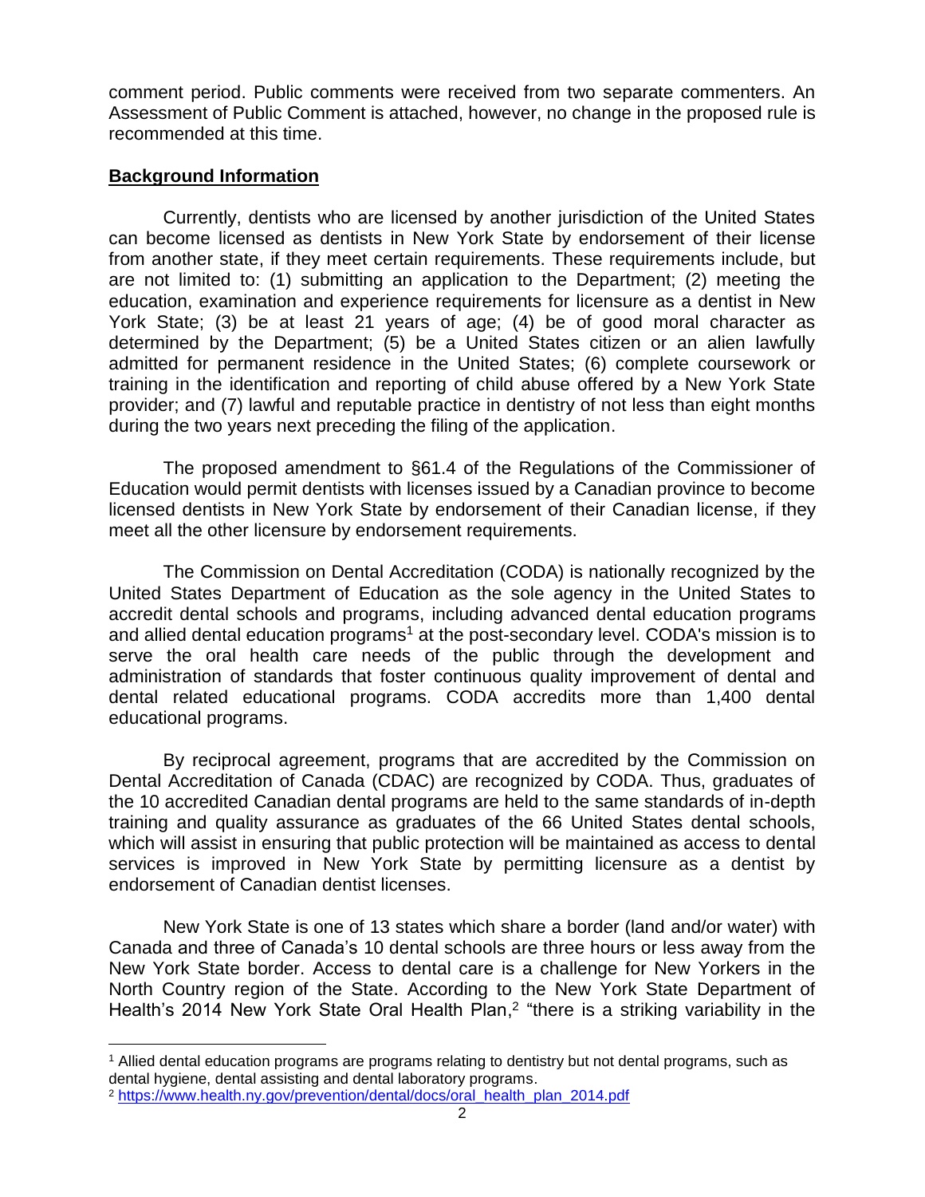comment period. Public comments were received from two separate commenters. An Assessment of Public Comment is attached, however, no change in the proposed rule is recommended at this time.

**Background Information**

Currently, dentists who are licensed by another jurisdiction of the United States can become licensed as dentists in New York State by endorsement of their license from another state, if they meet certain requirements. These requirements include, but are not limited to: (1) submitting an application to the Department; (2) meeting the education, examination and experience requirements for licensure as a dentist in New York State; (3) be at least 21 years of age; (4) be of good moral character as determined by the Department; (5) be a United States citizen or an alien lawfully admitted for permanent residence in the United States; (6) complete coursework or training in the identification and reporting of child abuse offered by a New York State provider; and (7) lawful and reputable practice in dentistry of not less than eight months during the two years next preceding the filing of the application.

The proposed amendment to §61.4 of the Regulations of the Commissioner of Education would permit dentists with licenses issued by a Canadian province to become licensed dentists in New York State by endorsement of their Canadian license, if they meet all the other licensure by endorsement requirements.

The Commission on Dental Accreditation (CODA) is nationally recognized by the United States Department of Education as the sole agency in the United States to accredit dental schools and programs, including advanced dental education programs and allied dental education programs[1] at the post-secondary level. CODA's mission is to serve the oral health care needs of the public through the development and administration of standards that foster continuous quality improvement of dental and dental related educational programs. CODA accredits more than 1,400 dental educational programs.

By reciprocal agreement, programs that are accredited by the Commission on Dental Accreditation of Canada (CDAC) are recognized by CODA. Thus, graduates of the 10 accredited Canadian dental programs are held to the same standards of in-depth training and quality assurance as graduates of the 66 United States dental schools, which will assist in ensuring that public protection will be maintained as access to dental services is improved in New York State by permitting licensure as a dentist by endorsement of Canadian dentist licenses.

New York State is one of 13 states which share a border (land and/or water) with Canada and three of Canada's 10 dental schools are three hours or less away from the New York State border. Access to dental care is a challenge for New Yorkers in the North Country region of the State. According to the New York State Department of Health's 2014 New York State Oral Health Plan,[2] "there is a striking variability in the

---

[1] Allied dental education programs are programs relating to dentistry but not dental programs, such as dental hygiene, dental assisting and dental laboratory programs.

[2] https://www.health.ny.gov/prevention/dental/docs/oral_health_plan_2014.pdf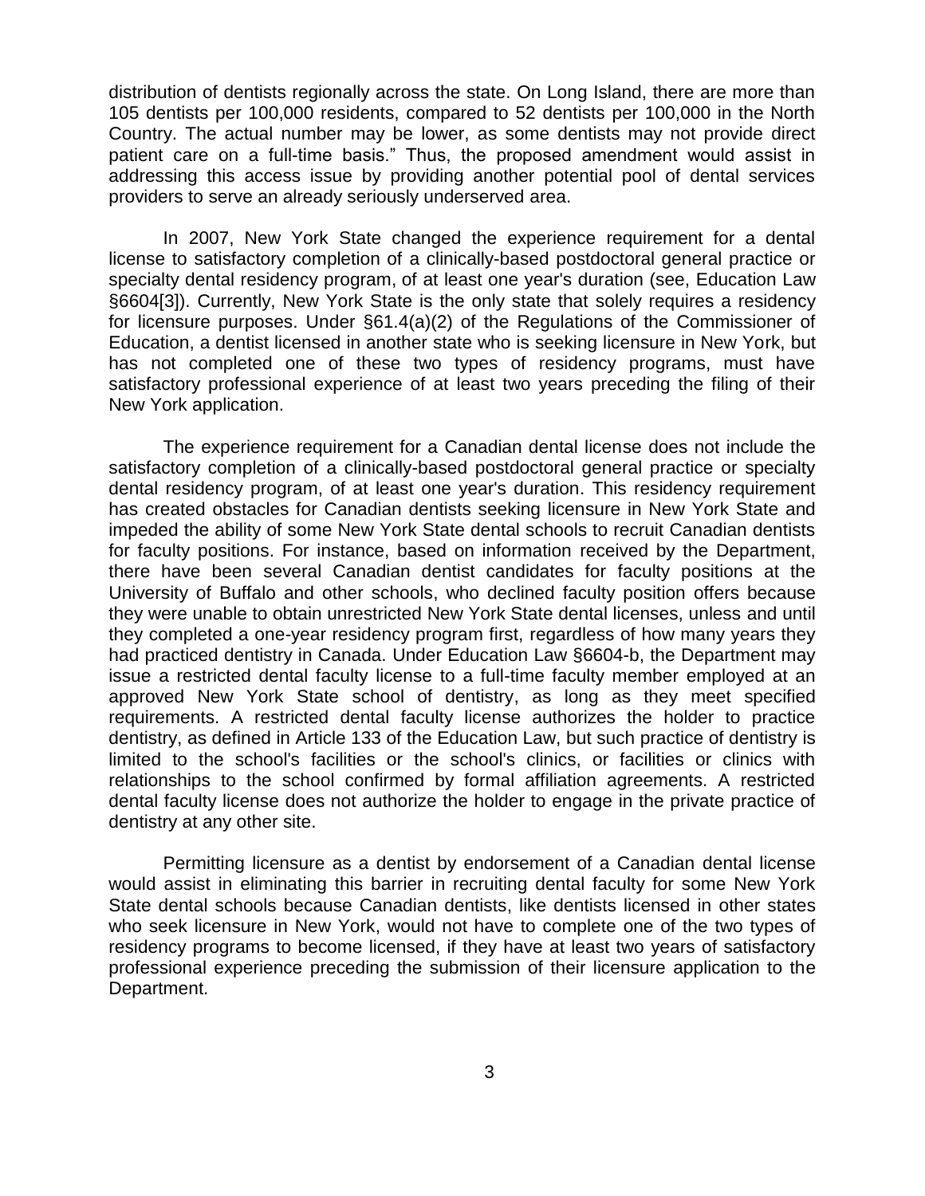distribution of dentists regionally across the state. On Long Island, there are more than 105 dentists per 100,000 residents, compared to 52 dentists per 100,000 in the North Country. The actual number may be lower, as some dentists may not provide direct patient care on a full-time basis." Thus, the proposed amendment would assist in addressing this access issue by providing another potential pool of dental services providers to serve an already seriously underserved area.

In 2007, New York State changed the experience requirement for a dental license to satisfactory completion of a clinically-based postdoctoral general practice or specialty dental residency program, of at least one year's duration (see, Education Law §6604[3]). Currently, New York State is the only state that solely requires a residency for licensure purposes. Under §61.4(a)(2) of the Regulations of the Commissioner of Education, a dentist licensed in another state who is seeking licensure in New York, but has not completed one of these two types of residency programs, must have satisfactory professional experience of at least two years preceding the filing of their New York application.

The experience requirement for a Canadian dental license does not include the satisfactory completion of a clinically-based postdoctoral general practice or specialty dental residency program, of at least one year's duration. This residency requirement has created obstacles for Canadian dentists seeking licensure in New York State and impeded the ability of some New York State dental schools to recruit Canadian dentists for faculty positions. For instance, based on information received by the Department, there have been several Canadian dentist candidates for faculty positions at the University of Buffalo and other schools, who declined faculty position offers because they were unable to obtain unrestricted New York State dental licenses, unless and until they completed a one-year residency program first, regardless of how many years they had practiced dentistry in Canada. Under Education Law §6604-b, the Department may issue a restricted dental faculty license to a full-time faculty member employed at an approved New York State school of dentistry, as long as they meet specified requirements. A restricted dental faculty license authorizes the holder to practice dentistry, as defined in Article 133 of the Education Law, but such practice of dentistry is limited to the school's facilities or the school's clinics, or facilities or clinics with relationships to the school confirmed by formal affiliation agreements. A restricted dental faculty license does not authorize the holder to engage in the private practice of dentistry at any other site.

Permitting licensure as a dentist by endorsement of a Canadian dental license would assist in eliminating this barrier in recruiting dental faculty for some New York State dental schools because Canadian dentists, like dentists licensed in other states who seek licensure in New York, would not have to complete one of the two types of residency programs to become licensed, if they have at least two years of satisfactory professional experience preceding the submission of their licensure application to the Department.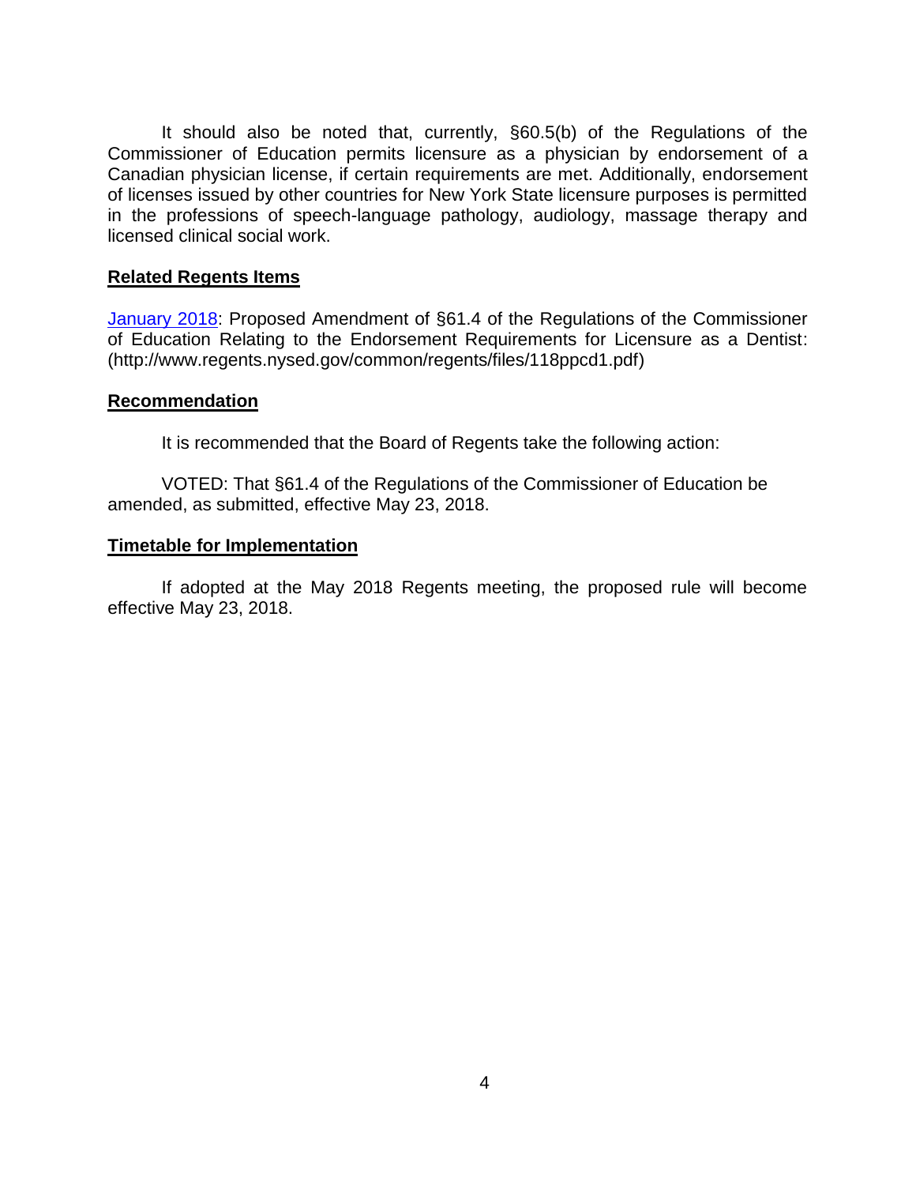It should also be noted that, currently, §60.5(b) of the Regulations of the Commissioner of Education permits licensure as a physician by endorsement of a Canadian physician license, if certain requirements are met. Additionally, endorsement of licenses issued by other countries for New York State licensure purposes is permitted in the professions of speech-language pathology, audiology, massage therapy and licensed clinical social work.

## Related Regents Items

[January 2018](http://www.regents.nysed.gov/common/regents/files/118ppcd1.pdf): Proposed Amendment of §61.4 of the Regulations of the Commissioner of Education Relating to the Endorsement Requirements for Licensure as a Dentist: (http://www.regents.nysed.gov/common/regents/files/118ppcd1.pdf)

## Recommendation

It is recommended that the Board of Regents take the following action:

VOTED: That §61.4 of the Regulations of the Commissioner of Education be amended, as submitted, effective May 23, 2018.

## Timetable for Implementation

If adopted at the May 2018 Regents meeting, the proposed rule will become effective May 23, 2018.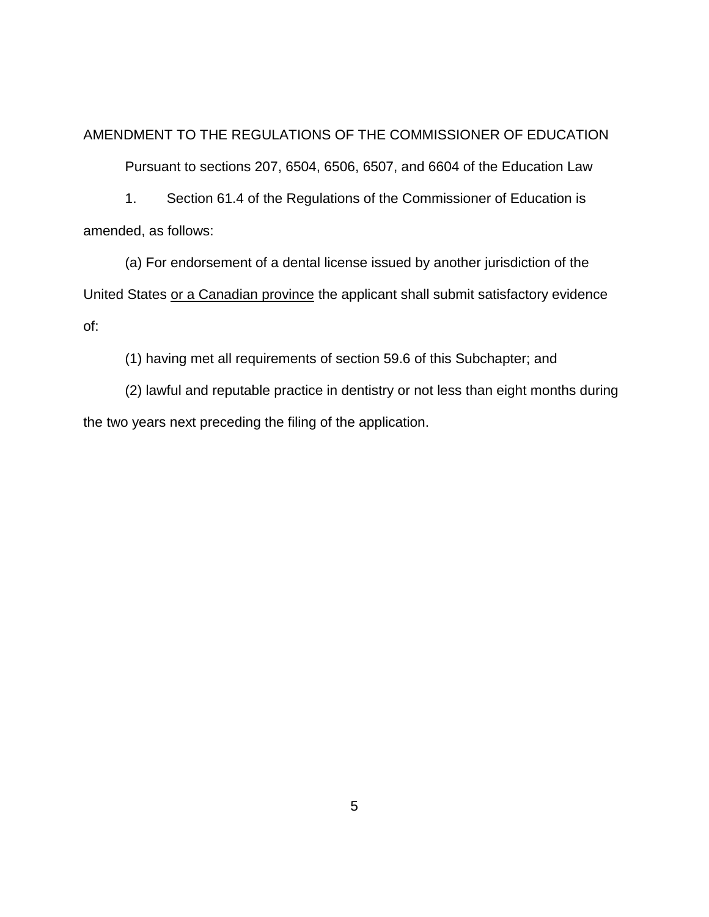AMENDMENT TO THE REGULATIONS OF THE COMMISSIONER OF EDUCATION

Pursuant to sections 207, 6504, 6506, 6507, and 6604 of the Education Law

1. Section 61.4 of the Regulations of the Commissioner of Education is amended, as follows:

(a) For endorsement of a dental license issued by another jurisdiction of the United States <u>or a Canadian province</u> the applicant shall submit satisfactory evidence of:

(1) having met all requirements of section 59.6 of this Subchapter; and

(2) lawful and reputable practice in dentistry or not less than eight months during the two years next preceding the filing of the application.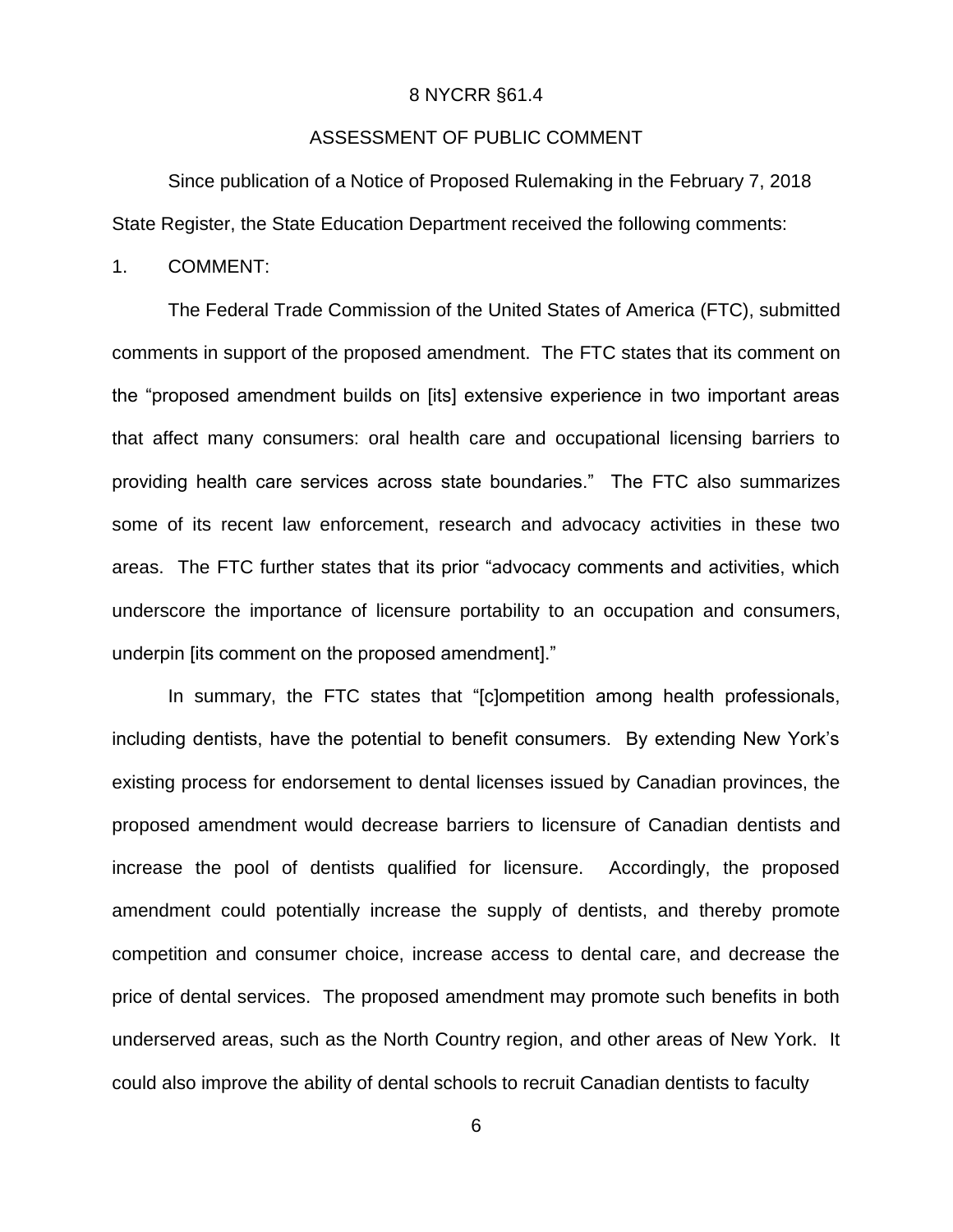8 NYCRR §61.4

ASSESSMENT OF PUBLIC COMMENT

Since publication of a Notice of Proposed Rulemaking in the February 7, 2018 State Register, the State Education Department received the following comments:

1. COMMENT:

The Federal Trade Commission of the United States of America (FTC), submitted comments in support of the proposed amendment. The FTC states that its comment on the "proposed amendment builds on [its] extensive experience in two important areas that affect many consumers: oral health care and occupational licensing barriers to providing health care services across state boundaries." The FTC also summarizes some of its recent law enforcement, research and advocacy activities in these two areas. The FTC further states that its prior "advocacy comments and activities, which underscore the importance of licensure portability to an occupation and consumers, underpin [its comment on the proposed amendment]."

In summary, the FTC states that "[c]ompetition among health professionals, including dentists, have the potential to benefit consumers. By extending New York's existing process for endorsement to dental licenses issued by Canadian provinces, the proposed amendment would decrease barriers to licensure of Canadian dentists and increase the pool of dentists qualified for licensure. Accordingly, the proposed amendment could potentially increase the supply of dentists, and thereby promote competition and consumer choice, increase access to dental care, and decrease the price of dental services. The proposed amendment may promote such benefits in both underserved areas, such as the North Country region, and other areas of New York. It could also improve the ability of dental schools to recruit Canadian dentists to faculty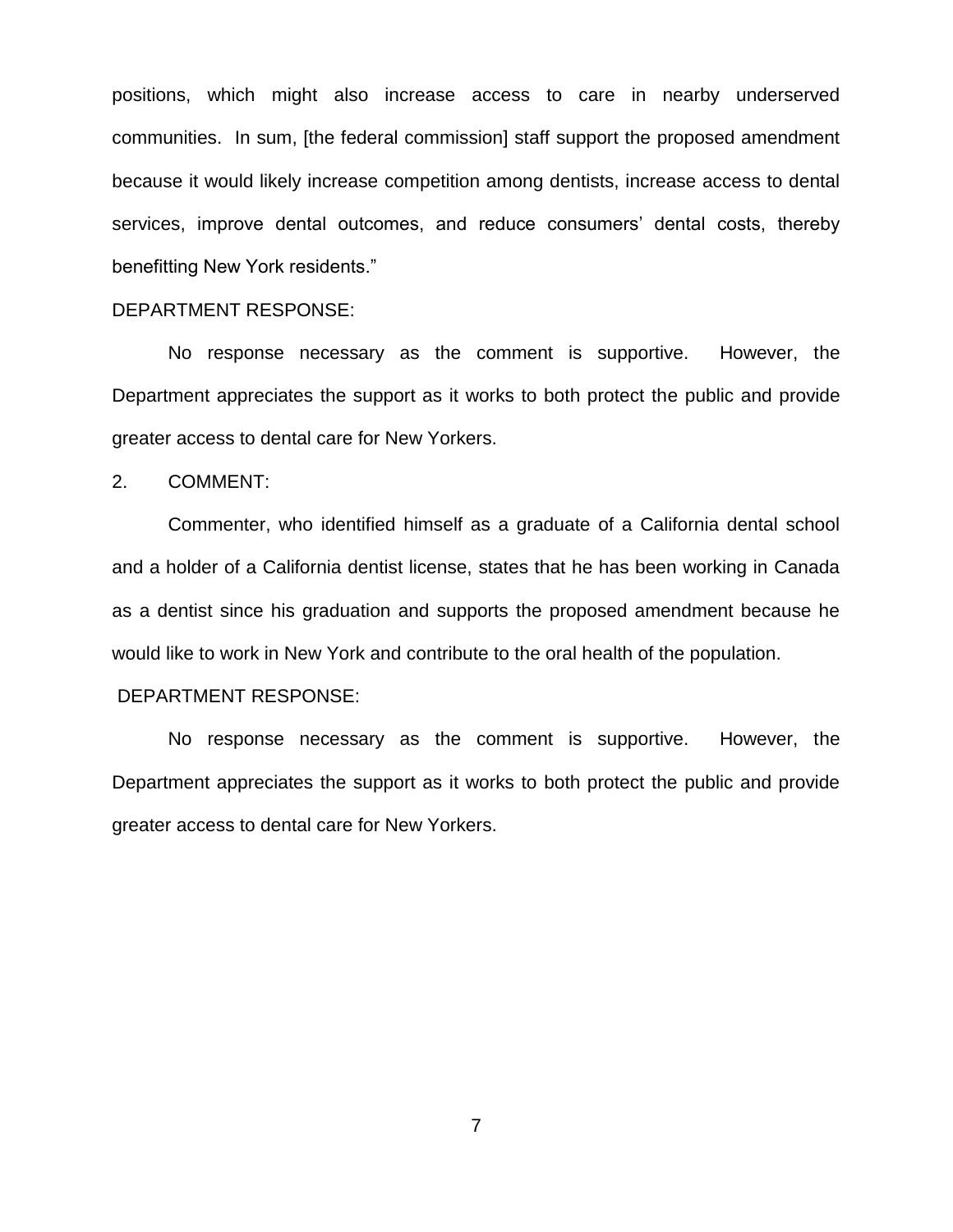positions, which might also increase access to care in nearby underserved communities. In sum, [the federal commission] staff support the proposed amendment because it would likely increase competition among dentists, increase access to dental services, improve dental outcomes, and reduce consumers' dental costs, thereby benefitting New York residents."

DEPARTMENT RESPONSE:

No response necessary as the comment is supportive. However, the Department appreciates the support as it works to both protect the public and provide greater access to dental care for New Yorkers.

2. COMMENT:

Commenter, who identified himself as a graduate of a California dental school and a holder of a California dentist license, states that he has been working in Canada as a dentist since his graduation and supports the proposed amendment because he would like to work in New York and contribute to the oral health of the population.

DEPARTMENT RESPONSE:

No response necessary as the comment is supportive. However, the Department appreciates the support as it works to both protect the public and provide greater access to dental care for New Yorkers.